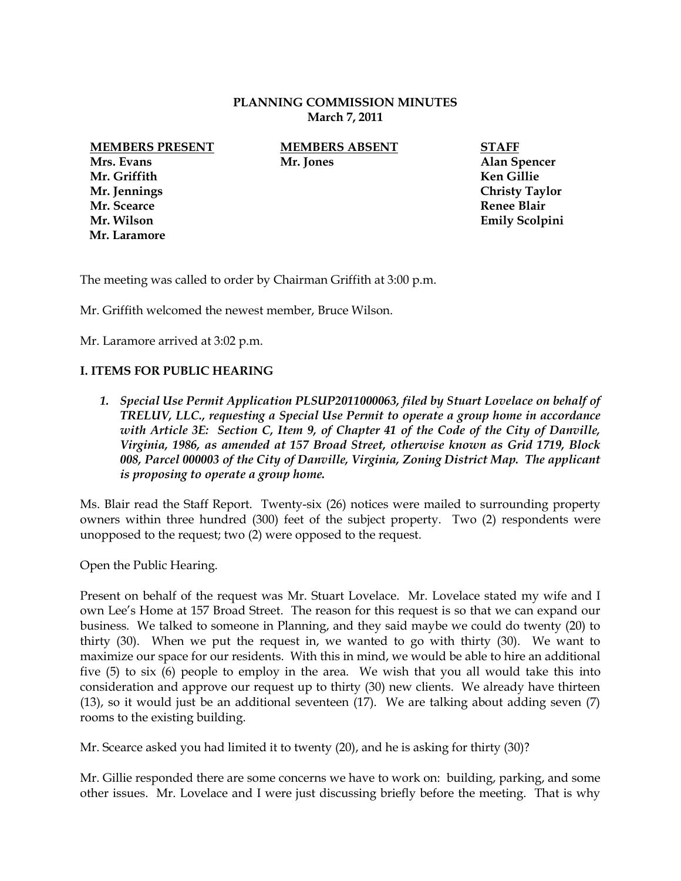**PLANNING COMMISSION MINUTES**
**March 7, 2011**

| MEMBERS PRESENT | MEMBERS ABSENT | STAFF |
|---|---|---|
| Mrs. Evans | Mr. Jones | Alan Spencer |
| Mr. Griffith | | Ken Gillie |
| Mr. Jennings | | Christy Taylor |
| Mr. Scearce | | Renee Blair |
| Mr. Wilson | | Emily Scolpini |
| Mr. Laramore | | |

The meeting was called to order by Chairman Griffith at 3:00 p.m.

Mr. Griffith welcomed the newest member, Bruce Wilson.

Mr. Laramore arrived at 3:02 p.m.

## I. ITEMS FOR PUBLIC HEARING

1. ***Special Use Permit Application PLSUP2011000063, filed by Stuart Lovelace on behalf of TRELUV, LLC., requesting a Special Use Permit to operate a group home in accordance with Article 3E: Section C, Item 9, of Chapter 41 of the Code of the City of Danville, Virginia, 1986, as amended at 157 Broad Street, otherwise known as Grid 1719, Block 008, Parcel 000003 of the City of Danville, Virginia, Zoning District Map. The applicant is proposing to operate a group home.***

Ms. Blair read the Staff Report. Twenty-six (26) notices were mailed to surrounding property owners within three hundred (300) feet of the subject property. Two (2) respondents were unopposed to the request; two (2) were opposed to the request.

Open the Public Hearing.

Present on behalf of the request was Mr. Stuart Lovelace. Mr. Lovelace stated my wife and I own Lee's Home at 157 Broad Street. The reason for this request is so that we can expand our business. We talked to someone in Planning, and they said maybe we could do twenty (20) to thirty (30). When we put the request in, we wanted to go with thirty (30). We want to maximize our space for our residents. With this in mind, we would be able to hire an additional five (5) to six (6) people to employ in the area. We wish that you all would take this into consideration and approve our request up to thirty (30) new clients. We already have thirteen (13), so it would just be an additional seventeen (17). We are talking about adding seven (7) rooms to the existing building.

Mr. Scearce asked you had limited it to twenty (20), and he is asking for thirty (30)?

Mr. Gillie responded there are some concerns we have to work on: building, parking, and some other issues. Mr. Lovelace and I were just discussing briefly before the meeting. That is why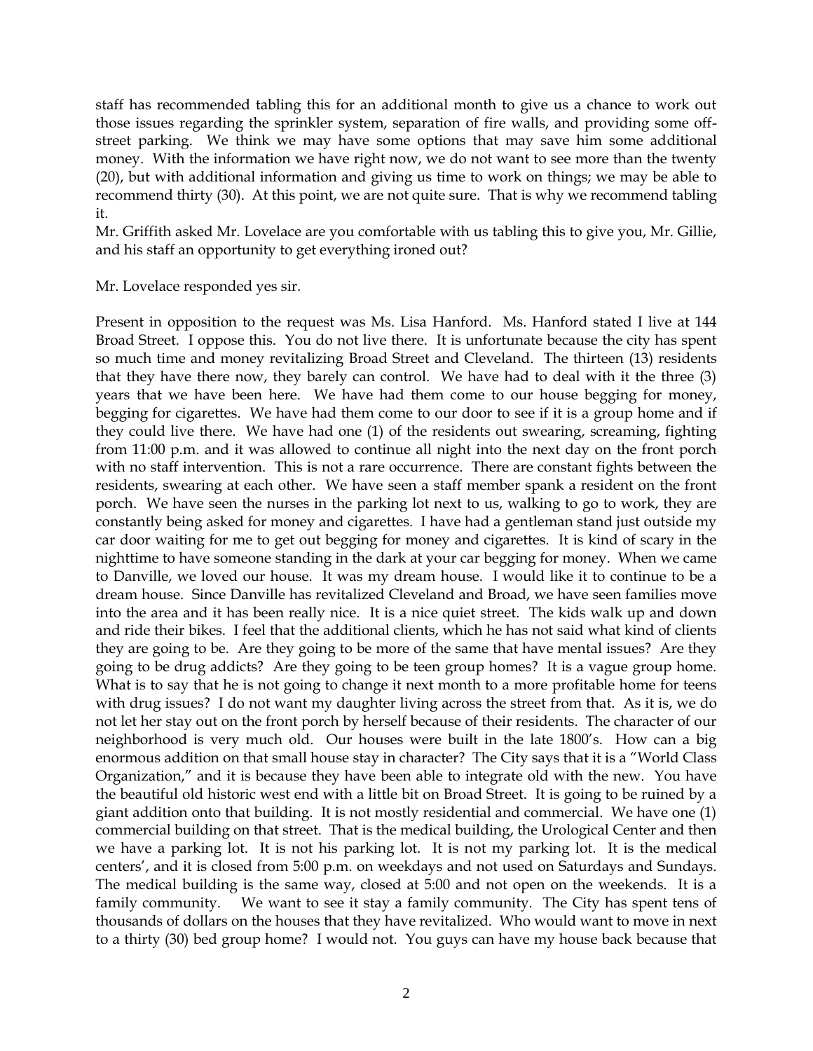staff has recommended tabling this for an additional month to give us a chance to work out those issues regarding the sprinkler system, separation of fire walls, and providing some off-street parking. We think we may have some options that may save him some additional money. With the information we have right now, we do not want to see more than the twenty (20), but with additional information and giving us time to work on things; we may be able to recommend thirty (30). At this point, we are not quite sure. That is why we recommend tabling it.

Mr. Griffith asked Mr. Lovelace are you comfortable with us tabling this to give you, Mr. Gillie, and his staff an opportunity to get everything ironed out?

Mr. Lovelace responded yes sir.

Present in opposition to the request was Ms. Lisa Hanford. Ms. Hanford stated I live at 144 Broad Street. I oppose this. You do not live there. It is unfortunate because the city has spent so much time and money revitalizing Broad Street and Cleveland. The thirteen (13) residents that they have there now, they barely can control. We have had to deal with it the three (3) years that we have been here. We have had them come to our house begging for money, begging for cigarettes. We have had them come to our door to see if it is a group home and if they could live there. We have had one (1) of the residents out swearing, screaming, fighting from 11:00 p.m. and it was allowed to continue all night into the next day on the front porch with no staff intervention. This is not a rare occurrence. There are constant fights between the residents, swearing at each other. We have seen a staff member spank a resident on the front porch. We have seen the nurses in the parking lot next to us, walking to go to work, they are constantly being asked for money and cigarettes. I have had a gentleman stand just outside my car door waiting for me to get out begging for money and cigarettes. It is kind of scary in the nighttime to have someone standing in the dark at your car begging for money. When we came to Danville, we loved our house. It was my dream house. I would like it to continue to be a dream house. Since Danville has revitalized Cleveland and Broad, we have seen families move into the area and it has been really nice. It is a nice quiet street. The kids walk up and down and ride their bikes. I feel that the additional clients, which he has not said what kind of clients they are going to be. Are they going to be more of the same that have mental issues? Are they going to be drug addicts? Are they going to be teen group homes? It is a vague group home. What is to say that he is not going to change it next month to a more profitable home for teens with drug issues? I do not want my daughter living across the street from that. As it is, we do not let her stay out on the front porch by herself because of their residents. The character of our neighborhood is very much old. Our houses were built in the late 1800's. How can a big enormous addition on that small house stay in character? The City says that it is a "World Class Organization," and it is because they have been able to integrate old with the new. You have the beautiful old historic west end with a little bit on Broad Street. It is going to be ruined by a giant addition onto that building. It is not mostly residential and commercial. We have one (1) commercial building on that street. That is the medical building, the Urological Center and then we have a parking lot. It is not his parking lot. It is not my parking lot. It is the medical centers', and it is closed from 5:00 p.m. on weekdays and not used on Saturdays and Sundays. The medical building is the same way, closed at 5:00 and not open on the weekends. It is a family community. We want to see it stay a family community. The City has spent tens of thousands of dollars on the houses that they have revitalized. Who would want to move in next to a thirty (30) bed group home? I would not. You guys can have my house back because that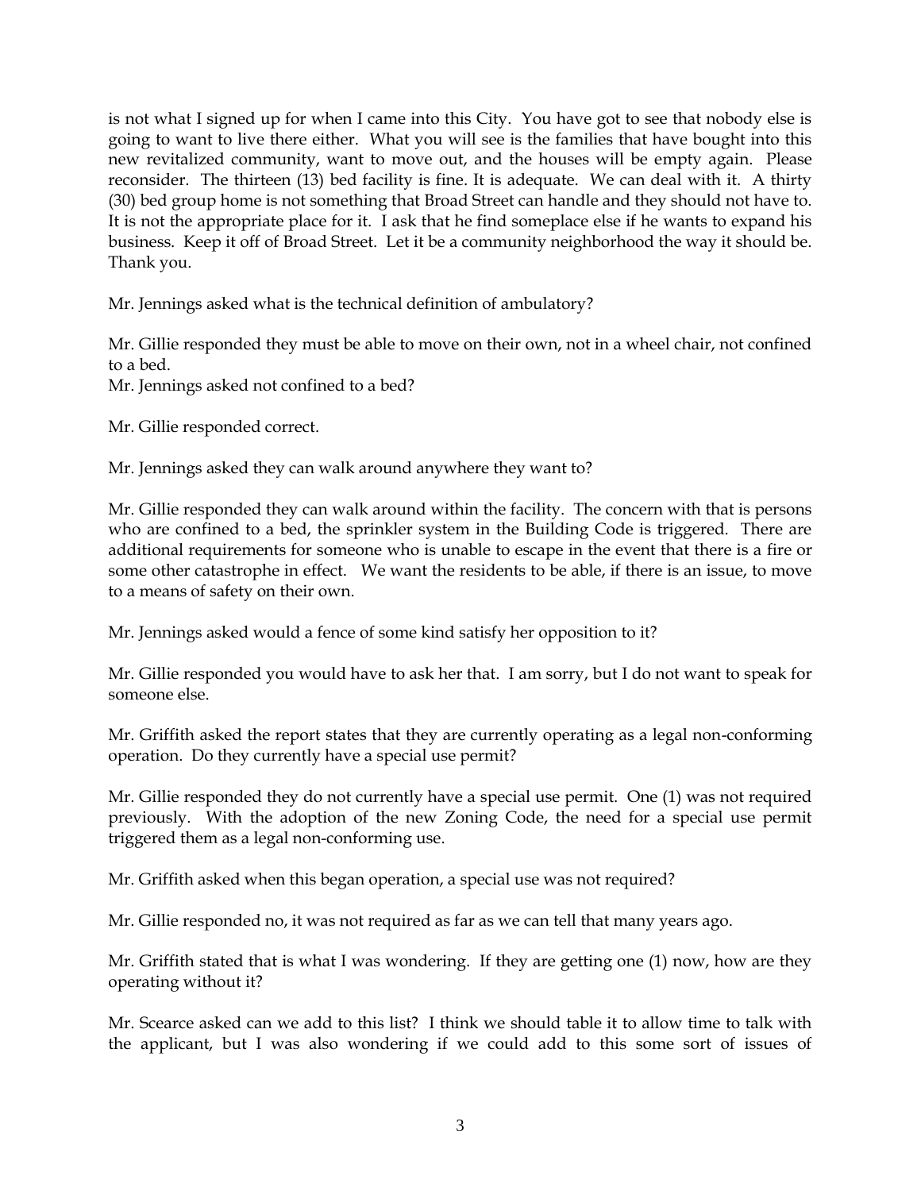is not what I signed up for when I came into this City. You have got to see that nobody else is going to want to live there either. What you will see is the families that have bought into this new revitalized community, want to move out, and the houses will be empty again. Please reconsider. The thirteen (13) bed facility is fine. It is adequate. We can deal with it. A thirty (30) bed group home is not something that Broad Street can handle and they should not have to. It is not the appropriate place for it. I ask that he find someplace else if he wants to expand his business. Keep it off of Broad Street. Let it be a community neighborhood the way it should be. Thank you.

Mr. Jennings asked what is the technical definition of ambulatory?

Mr. Gillie responded they must be able to move on their own, not in a wheel chair, not confined to a bed.
Mr. Jennings asked not confined to a bed?

Mr. Gillie responded correct.

Mr. Jennings asked they can walk around anywhere they want to?

Mr. Gillie responded they can walk around within the facility. The concern with that is persons who are confined to a bed, the sprinkler system in the Building Code is triggered. There are additional requirements for someone who is unable to escape in the event that there is a fire or some other catastrophe in effect. We want the residents to be able, if there is an issue, to move to a means of safety on their own.

Mr. Jennings asked would a fence of some kind satisfy her opposition to it?

Mr. Gillie responded you would have to ask her that. I am sorry, but I do not want to speak for someone else.

Mr. Griffith asked the report states that they are currently operating as a legal non-conforming operation. Do they currently have a special use permit?

Mr. Gillie responded they do not currently have a special use permit. One (1) was not required previously. With the adoption of the new Zoning Code, the need for a special use permit triggered them as a legal non-conforming use.

Mr. Griffith asked when this began operation, a special use was not required?

Mr. Gillie responded no, it was not required as far as we can tell that many years ago.

Mr. Griffith stated that is what I was wondering. If they are getting one (1) now, how are they operating without it?

Mr. Scearce asked can we add to this list? I think we should table it to allow time to talk with the applicant, but I was also wondering if we could add to this some sort of issues of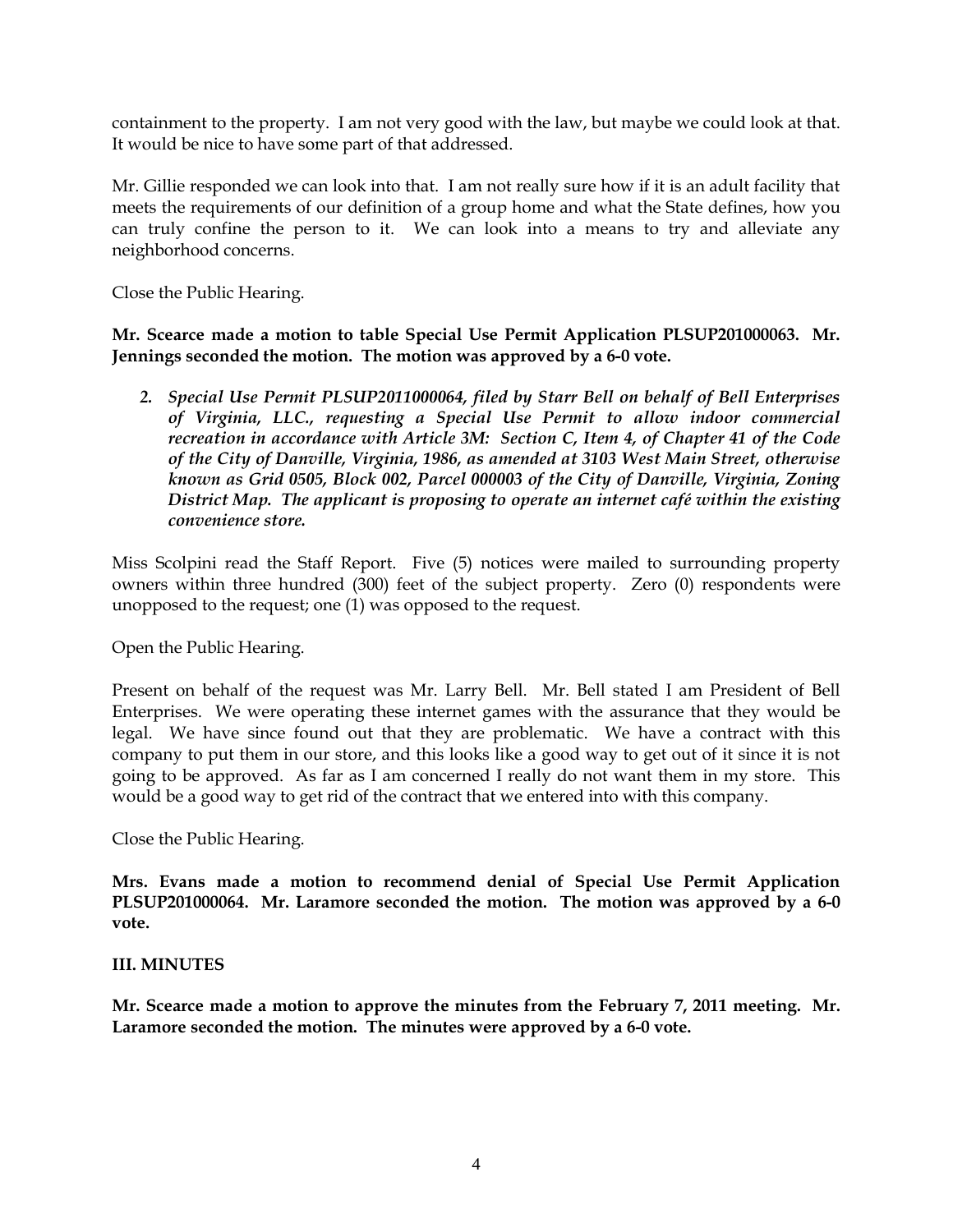containment to the property. I am not very good with the law, but maybe we could look at that. It would be nice to have some part of that addressed.

Mr. Gillie responded we can look into that. I am not really sure how if it is an adult facility that meets the requirements of our definition of a group home and what the State defines, how you can truly confine the person to it. We can look into a means to try and alleviate any neighborhood concerns.

Close the Public Hearing.

**Mr. Scearce made a motion to table Special Use Permit Application PLSUP201000063. Mr. Jennings seconded the motion. The motion was approved by a 6-0 vote.**

2. ***Special Use Permit PLSUP2011000064, filed by Starr Bell on behalf of Bell Enterprises of Virginia, LLC., requesting a Special Use Permit to allow indoor commercial recreation in accordance with Article 3M: Section C, Item 4, of Chapter 41 of the Code of the City of Danville, Virginia, 1986, as amended at 3103 West Main Street, otherwise known as Grid 0505, Block 002, Parcel 000003 of the City of Danville, Virginia, Zoning District Map. The applicant is proposing to operate an internet café within the existing convenience store.***

Miss Scolpini read the Staff Report. Five (5) notices were mailed to surrounding property owners within three hundred (300) feet of the subject property. Zero (0) respondents were unopposed to the request; one (1) was opposed to the request.

Open the Public Hearing.

Present on behalf of the request was Mr. Larry Bell. Mr. Bell stated I am President of Bell Enterprises. We were operating these internet games with the assurance that they would be legal. We have since found out that they are problematic. We have a contract with this company to put them in our store, and this looks like a good way to get out of it since it is not going to be approved. As far as I am concerned I really do not want them in my store. This would be a good way to get rid of the contract that we entered into with this company.

Close the Public Hearing.

**Mrs. Evans made a motion to recommend denial of Special Use Permit Application PLSUP201000064. Mr. Laramore seconded the motion. The motion was approved by a 6-0 vote.**

**III. MINUTES**

**Mr. Scearce made a motion to approve the minutes from the February 7, 2011 meeting. Mr. Laramore seconded the motion. The minutes were approved by a 6-0 vote.**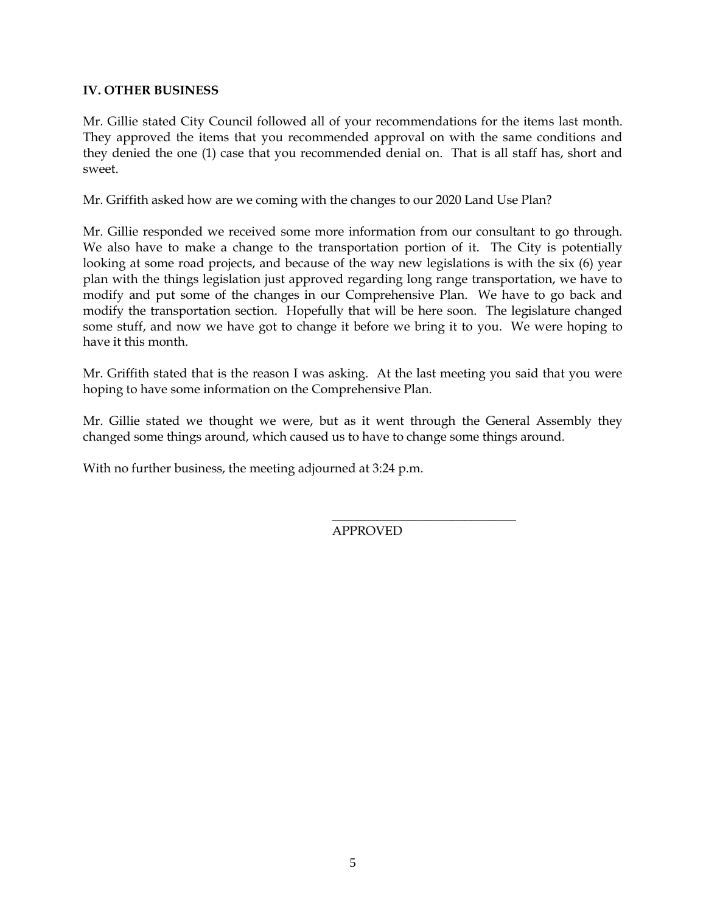**IV. OTHER BUSINESS**

Mr. Gillie stated City Council followed all of your recommendations for the items last month. They approved the items that you recommended approval on with the same conditions and they denied the one (1) case that you recommended denial on. That is all staff has, short and sweet.

Mr. Griffith asked how are we coming with the changes to our 2020 Land Use Plan?

Mr. Gillie responded we received some more information from our consultant to go through. We also have to make a change to the transportation portion of it. The City is potentially looking at some road projects, and because of the way new legislations is with the six (6) year plan with the things legislation just approved regarding long range transportation, we have to modify and put some of the changes in our Comprehensive Plan. We have to go back and modify the transportation section. Hopefully that will be here soon. The legislature changed some stuff, and now we have got to change it before we bring it to you. We were hoping to have it this month.

Mr. Griffith stated that is the reason I was asking. At the last meeting you said that you were hoping to have some information on the Comprehensive Plan.

Mr. Gillie stated we thought we were, but as it went through the General Assembly they changed some things around, which caused us to have to change some things around.

With no further business, the meeting adjourned at 3:24 p.m.

\_\_\_\_\_\_\_\_\_\_\_\_\_\_\_\_\_\_\_\_\_\_\_\_\_\_\_\_\_\_

APPROVED